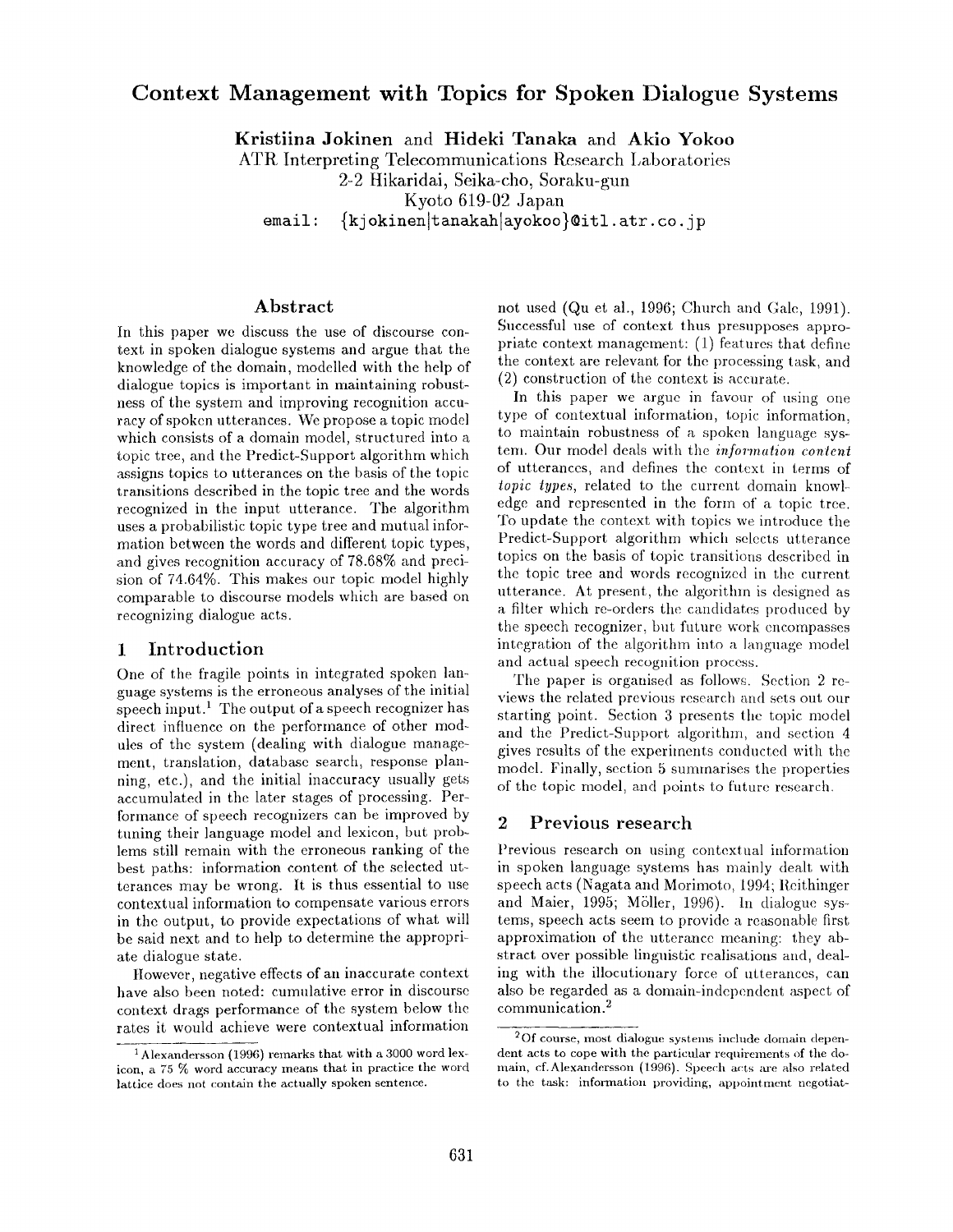# Context Management with Topics for Spoken Dialogue Systems

**Kristiina Jokinen** and **Hideki Tanaka** and **Akio Yokoo**
ATR Interpreting Telecommunications Research Laboratories
2-2 Hikaridai, Seika-cho, Soraku-gun
Kyoto 619-02 Japan
email: {kjokinen|tanakah|ayokoo}@itl.atr.co.jp

## Abstract

In this paper we discuss the use of discourse context in spoken dialogue systems and argue that the knowledge of the domain, modelled with the help of dialogue topics is important in maintaining robustness of the system and improving recognition accuracy of spoken utterances. We propose a topic model which consists of a domain model, structured into a topic tree, and the Predict-Support algorithm which assigns topics to utterances on the basis of the topic transitions described in the topic tree and the words recognized in the input utterance. The algorithm uses a probabilistic topic type tree and mutual information between the words and different topic types, and gives recognition accuracy of 78.68% and precision of 74.64%. This makes our topic model highly comparable to discourse models which are based on recognizing dialogue acts.

## 1 Introduction

One of the fragile points in integrated spoken language systems is the erroneous analyses of the initial speech input.[1] The output of a speech recognizer has direct influence on the performance of other modules of the system (dealing with dialogue management, translation, database search, response planning, etc.), and the initial inaccuracy usually gets accumulated in the later stages of processing. Performance of speech recognizers can be improved by tuning their language model and lexicon, but problems still remain with the erroneous ranking of the best paths: information content of the selected utterances may be wrong. It is thus essential to use contextual information to compensate various errors in the output, to provide expectations of what will be said next and to help to determine the appropriate dialogue state.

However, negative effects of an inaccurate context have also been noted: cumulative error in discourse context drags performance of the system below the rates it would achieve were contextual information not used (Qu et al., 1996; Church and Gale, 1991). Successful use of context thus presupposes appropriate context management: (1) features that define the context are relevant for the processing task, and (2) construction of the context is accurate.

In this paper we argue in favour of using one type of contextual information, topic information, to maintain robustness of a spoken language system. Our model deals with the *information content* of utterances, and defines the context in terms of *topic types*, related to the current domain knowledge and represented in the form of a topic tree. To update the context with topics we introduce the Predict-Support algorithm which selects utterance topics on the basis of topic transitions described in the topic tree and words recognized in the current utterance. At present, the algorithm is designed as a filter which re-orders the candidates produced by the speech recognizer, but future work encompasses integration of the algorithm into a language model and actual speech recognition process.

The paper is organised as follows. Section 2 reviews the related previous research and sets out our starting point. Section 3 presents the topic model and the Predict-Support algorithm, and section 4 gives results of the experiments conducted with the model. Finally, section 5 summarises the properties of the topic model, and points to future research.

## 2 Previous research

Previous research on using contextual information in spoken language systems has mainly dealt with speech acts (Nagata and Morimoto, 1994; Reithinger and Maier, 1995; Möller, 1996). In dialogue systems, speech acts seem to provide a reasonable first approximation of the utterance meaning: they abstract over possible linguistic realisations and, dealing with the illocutionary force of utterances, can also be regarded as a domain-independent aspect of communication.[2]

[1] Alexandersson (1996) remarks that with a 3000 word lexicon, a 75 % word accuracy means that in practice the word lattice does not contain the actually spoken sentence.

[2] Of course, most dialogue systems include domain dependent acts to cope with the particular requirements of the domain, cf. Alexandersson (1996). Speech acts are also related to the task: information providing, appointment negotiat-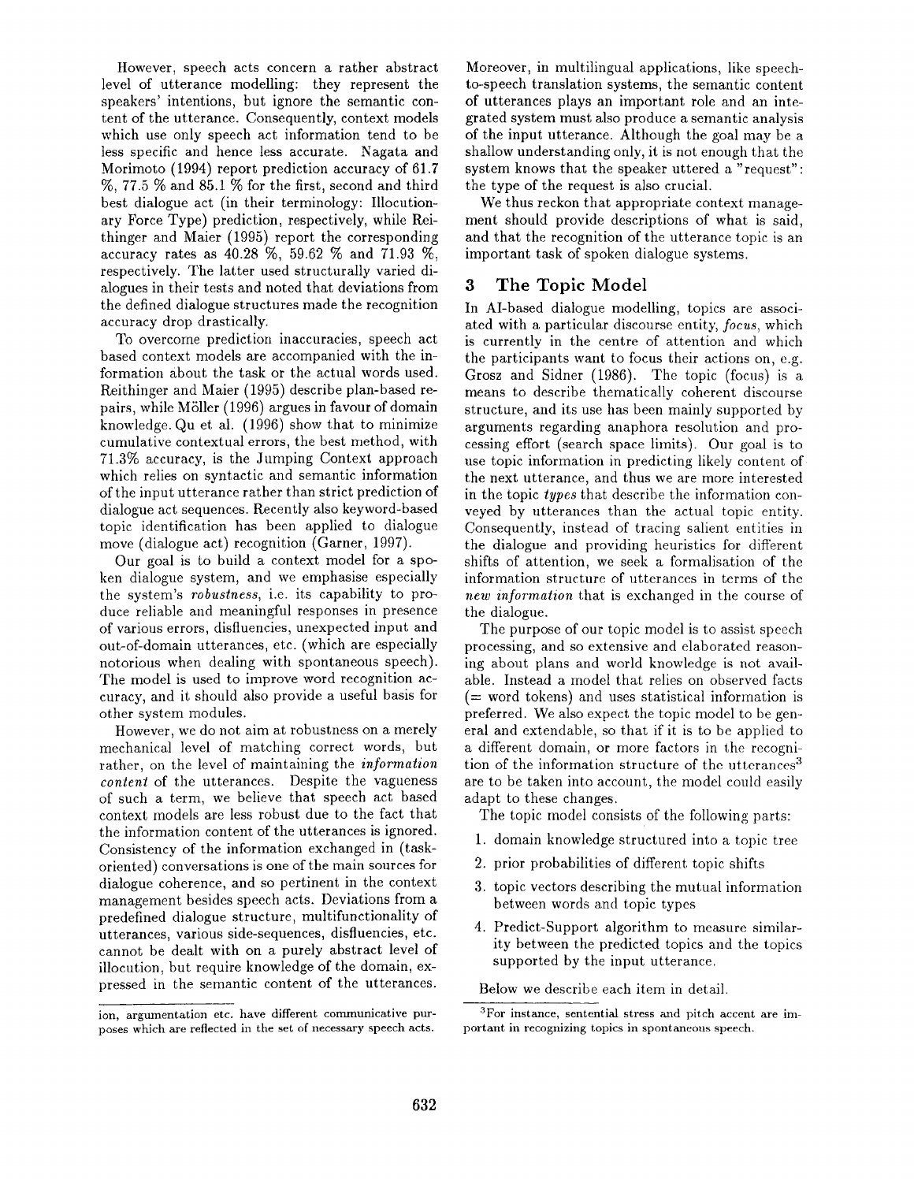However, speech acts concern a rather abstract level of utterance modelling: they represent the speakers' intentions, but ignore the semantic content of the utterance. Consequently, context models which use only speech act information tend to be less specific and hence less accurate. Nagata and Morimoto (1994) report prediction accuracy of 61.7 %, 77.5 % and 85.1 % for the first, second and third best dialogue act (in their terminology: Illocutionary Force Type) prediction, respectively, while Reithinger and Maier (1995) report the corresponding accuracy rates as 40.28 %, 59.62 % and 71.93 %, respectively. The latter used structurally varied dialogues in their tests and noted that deviations from the defined dialogue structures made the recognition accuracy drop drastically.

To overcome prediction inaccuracies, speech act based context models are accompanied with the information about the task or the actual words used. Reithinger and Maier (1995) describe plan-based repairs, while Möller (1996) argues in favour of domain knowledge. Qu et al. (1996) show that to minimize cumulative contextual errors, the best method, with 71.3% accuracy, is the Jumping Context approach which relies on syntactic and semantic information of the input utterance rather than strict prediction of dialogue act sequences. Recently also keyword-based topic identification has been applied to dialogue move (dialogue act) recognition (Garner, 1997).

Our goal is to build a context model for a spoken dialogue system, and we emphasise especially the system's *robustness*, i.e. its capability to produce reliable and meaningful responses in presence of various errors, disfluencies, unexpected input and out-of-domain utterances, etc. (which are especially notorious when dealing with spontaneous speech). The model is used to improve word recognition accuracy, and it should also provide a useful basis for other system modules.

However, we do not aim at robustness on a merely mechanical level of matching correct words, but rather, on the level of maintaining the *information content* of the utterances. Despite the vagueness of such a term, we believe that speech act based context models are less robust due to the fact that the information content of the utterances is ignored. Consistency of the information exchanged in (task-oriented) conversations is one of the main sources for dialogue coherence, and so pertinent in the context management besides speech acts. Deviations from a predefined dialogue structure, multifunctionality of utterances, various side-sequences, disfluencies, etc. cannot be dealt with on a purely abstract level of illocution, but require knowledge of the domain, expressed in the semantic content of the utterances.

ion, argumentation etc. have different communicative purposes which are reflected in the set of necessary speech acts.

Moreover, in multilingual applications, like speech-to-speech translation systems, the semantic content of utterances plays an important role and an integrated system must also produce a semantic analysis of the input utterance. Although the goal may be a shallow understanding only, it is not enough that the system knows that the speaker uttered a "request": the type of the request is also crucial.

We thus reckon that appropriate context management should provide descriptions of what is said, and that the recognition of the utterance topic is an important task of spoken dialogue systems.

## 3 The Topic Model

In AI-based dialogue modelling, topics are associated with a particular discourse entity, *focus*, which is currently in the centre of attention and which the participants want to focus their actions on, e.g. Grosz and Sidner (1986). The topic (focus) is a means to describe thematically coherent discourse structure, and its use has been mainly supported by arguments regarding anaphora resolution and processing effort (search space limits). Our goal is to use topic information in predicting likely content of the next utterance, and thus we are more interested in the topic *types* that describe the information conveyed by utterances than the actual topic entity. Consequently, instead of tracing salient entities in the dialogue and providing heuristics for different shifts of attention, we seek a formalisation of the information structure of utterances in terms of the *new information* that is exchanged in the course of the dialogue.

The purpose of our topic model is to assist speech processing, and so extensive and elaborated reasoning about plans and world knowledge is not available. Instead a model that relies on observed facts (= word tokens) and uses statistical information is preferred. We also expect the topic model to be general and extendable, so that if it is to be applied to a different domain, or more factors in the recognition of the information structure of the utterances[3] are to be taken into account, the model could easily adapt to these changes.

The topic model consists of the following parts:

1. domain knowledge structured into a topic tree
2. prior probabilities of different topic shifts
3. topic vectors describing the mutual information between words and topic types
4. Predict-Support algorithm to measure similarity between the predicted topics and the topics supported by the input utterance.

Below we describe each item in detail.

[3] For instance, sentential stress and pitch accent are important in recognizing topics in spontaneous speech.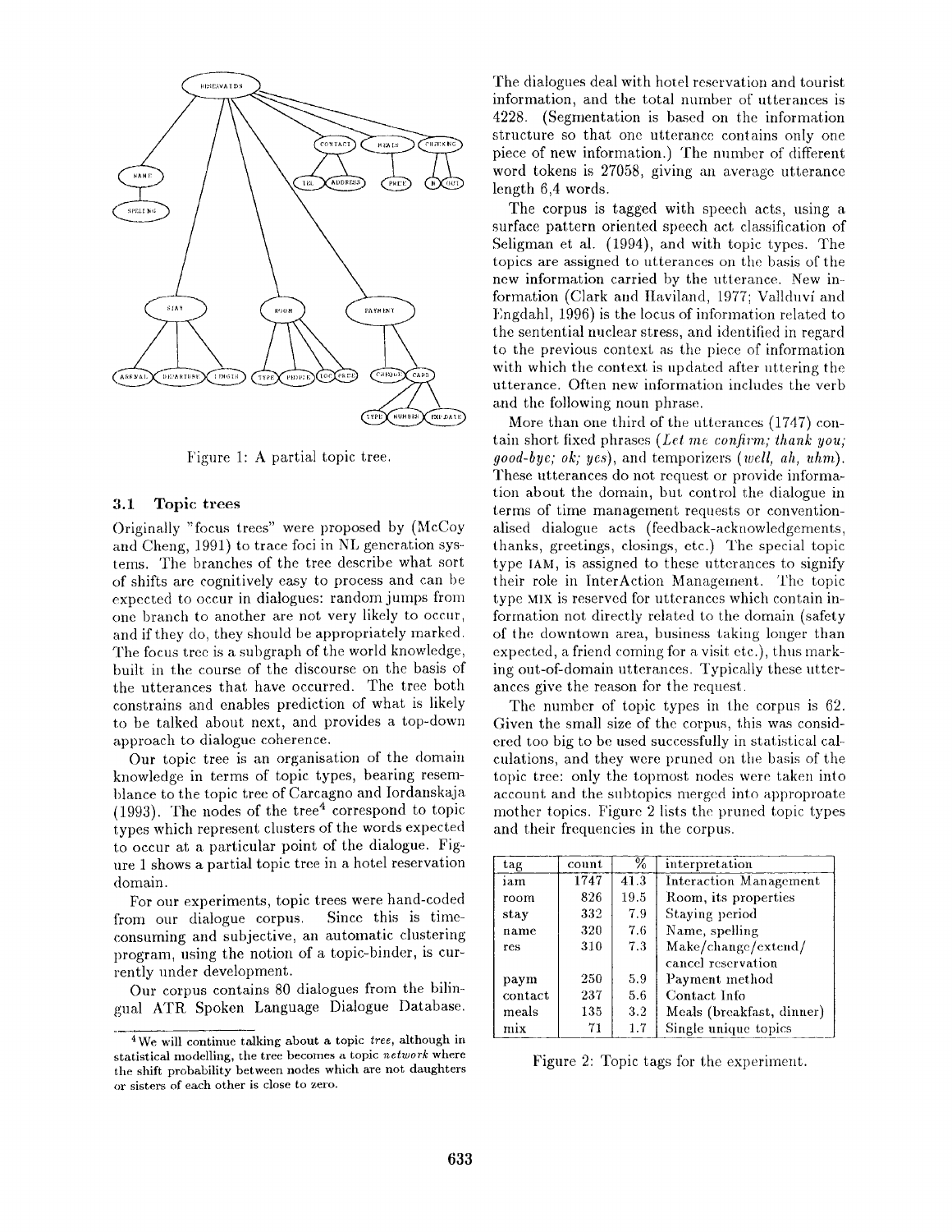Figure 1: A partial topic tree.

### 3.1 Topic trees

Originally "focus trees" were proposed by (McCoy and Cheng, 1991) to trace foci in NL generation systems. The branches of the tree describe what sort of shifts are cognitively easy to process and can be expected to occur in dialogues: random jumps from one branch to another are not very likely to occur, and if they do, they should be appropriately marked. The focus tree is a subgraph of the world knowledge, built in the course of the discourse on the basis of the utterances that have occurred. The tree both constrains and enables prediction of what is likely to be talked about next, and provides a top-down approach to dialogue coherence.

Our topic tree is an organisation of the domain knowledge in terms of topic types, bearing resemblance to the topic tree of Carcagno and Iordanskaja (1993). The nodes of the tree[4] correspond to topic types which represent clusters of the words expected to occur at a particular point of the dialogue. Figure 1 shows a partial topic tree in a hotel reservation domain.

For our experiments, topic trees were hand-coded from our dialogue corpus. Since this is time-consuming and subjective, an automatic clustering program, using the notion of a topic-binder, is currently under development.

Our corpus contains 80 dialogues from the bilingual ATR Spoken Language Dialogue Database. The dialogues deal with hotel reservation and tourist information, and the total number of utterances is 4228. (Segmentation is based on the information structure so that one utterance contains only one piece of new information.) The number of different word tokens is 27058, giving an average utterance length 6,4 words.

The corpus is tagged with speech acts, using a surface pattern oriented speech act classification of Seligman et al. (1994), and with topic types. The topics are assigned to utterances on the basis of the new information carried by the utterance. New information (Clark and Haviland, 1977; Vallduví and Engdahl, 1996) is the locus of information related to the sentential nuclear stress, and identified in regard to the previous context as the piece of information with which the context is updated after uttering the utterance. Often new information includes the verb and the following noun phrase.

More than one third of the utterances (1747) contain short fixed phrases (*Let me confirm; thank you; good-bye; ok; yes*), and temporizers (*well, ah, uhm*). These utterances do not request or provide information about the domain, but control the dialogue in terms of time management requests or conventionalised dialogue acts (feedback-acknowledgements, thanks, greetings, closings, etc.) The special topic type IAM, is assigned to these utterances to signify their role in InterAction Management. The topic type MIX is reserved for utterances which contain information not directly related to the domain (safety of the downtown area, business taking longer than expected, a friend coming for a visit etc.), thus marking out-of-domain utterances. Typically these utterances give the reason for the request.

The number of topic types in the corpus is 62. Given the small size of the corpus, this was considered too big to be used successfully in statistical calculations, and they were pruned on the basis of the topic tree: only the topmost nodes were taken into account and the subtopics merged into approproate mother topics. Figure 2 lists the pruned topic types and their frequencies in the corpus.

| tag | count | % | interpretation |
|---|---|---|---|
| iam | 1747 | 41.3 | Interaction Management |
| room | 826 | 19.5 | Room, its properties |
| stay | 332 | 7.9 | Staying period |
| name | 320 | 7.6 | Name, spelling |
| res | 310 | 7.3 | Make/change/extend/ cancel reservation |
| paym | 250 | 5.9 | Payment method |
| contact | 237 | 5.6 | Contact Info |
| meals | 135 | 3.2 | Meals (breakfast, dinner) |
| mix | 71 | 1.7 | Single unique topics |

Figure 2: Topic tags for the experiment.

[4] We will continue talking about a topic *tree*, although in statistical modelling, the tree becomes a topic *network* where the shift probability between nodes which are not daughters or sisters of each other is close to zero.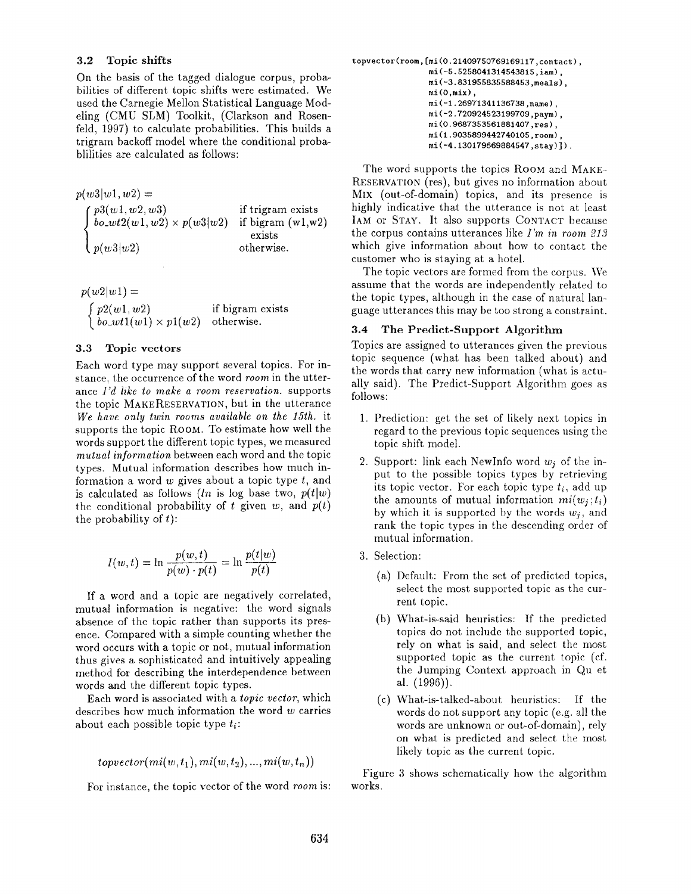### 3.2 Topic shifts

On the basis of the tagged dialogue corpus, probabilities of different topic shifts were estimated. We used the Carnegie Mellon Statistical Language Modeling (CMU SLM) Toolkit, (Clarkson and Rosenfeld, 1997) to calculate probabilities. This builds a trigram backoff model where the conditional problilities are calculated as follows:

$$p(w3|w1,w2) = \begin{cases} p3(w1,w2,w3) & \text{if trigram exists} \\ bo\_wt2(w1,w2) \times p(w3|w2) & \text{if bigram (w1,w2) exists} \\ p(w3|w2) & \text{otherwise.} \end{cases}$$

$$p(w2|w1) = \begin{cases} p2(w1,w2) & \text{if bigram exists} \\ bo\_wt1(w1) \times p1(w2) & \text{otherwise.} \end{cases}$$

### 3.3 Topic vectors

Each word type may support several topics. For instance, the occurrence of the word *room* in the utterance *I'd like to make a room reservation.* supports the topic MAKERESERVATION, but in the utterance *We have only twin rooms available on the 15th.* it supports the topic ROOM. To estimate how well the words support the different topic types, we measured *mutual information* between each word and the topic types. Mutual information describes how much information a word $w$ gives about a topic type $t$, and is calculated as follows ($ln$ is log base two, $p(t|w)$ the conditional probability of $t$ given $w$, and $p(t)$ the probability of $t$):

$$I(w,t) = \ln \frac{p(w,t)}{p(w) \cdot p(t)} = \ln \frac{p(t|w)}{p(t)}$$

If a word and a topic are negatively correlated, mutual information is negative: the word signals absence of the topic rather than supports its presence. Compared with a simple counting whether the word occurs with a topic or not, mutual information thus gives a sophisticated and intuitively appealing method for describing the interdependence between words and the different topic types.

Each word is associated with a *topic vector*, which describes how much information the word $w$ carries about each possible topic type $t_i$:

$$topvector(mi(w,t_1), mi(w,t_2), ..., mi(w,t_n))$$

For instance, the topic vector of the word *room* is:

```
topvector(room,[mi(0.21409750769169117,contact),
              mi(-5.5258041314543815,iam),
              mi(-3.831955835588453,meals),
              mi(0,mix),
              mi(-1.26971341136738,name),
              mi(-2.720924523199709,paym),
              mi(0.9687353561881407,res),
              mi(1.9035899442740105,room),
              mi(-4.130179669884547,stay)]).
```

The word supports the topics ROOM and MAKERESERVATION (res), but gives no information about MIX (out-of-domain) topics, and its presence is highly indicative that the utterance is not at least IAM or STAY. It also supports CONTACT because the corpus contains utterances like *I'm in room 213* which give information about how to contact the customer who is staying at a hotel.

The topic vectors are formed from the corpus. We assume that the words are independently related to the topic types, although in the case of natural language utterances this may be too strong a constraint.

### 3.4 The Predict-Support Algorithm

Topics are assigned to utterances given the previous topic sequence (what has been talked about) and the words that carry new information (what is actually said). The Predict-Support Algorithm goes as follows:

1. Prediction: get the set of likely next topics in regard to the previous topic sequences using the topic shift model.
2. Support: link each NewInfo word $w_j$ of the input to the possible topics types by retrieving its topic vector. For each topic type $t_i$, add up the amounts of mutual information $mi(w_j;t_i)$ by which it is supported by the words $w_j$, and rank the topic types in the descending order of mutual information.
3. Selection:
   - (a) Default: From the set of predicted topics, select the most supported topic as the current topic.
   - (b) What-is-said heuristics: If the predicted topics do not include the supported topic, rely on what is said, and select the most supported topic as the current topic (cf. the Jumping Context approach in Qu et al. (1996)).
   - (c) What-is-talked-about heuristics: If the words do not support any topic (e.g. all the words are unknown or out-of-domain), rely on what is predicted and select the most likely topic as the current topic.

Figure 3 shows schematically how the algorithm works.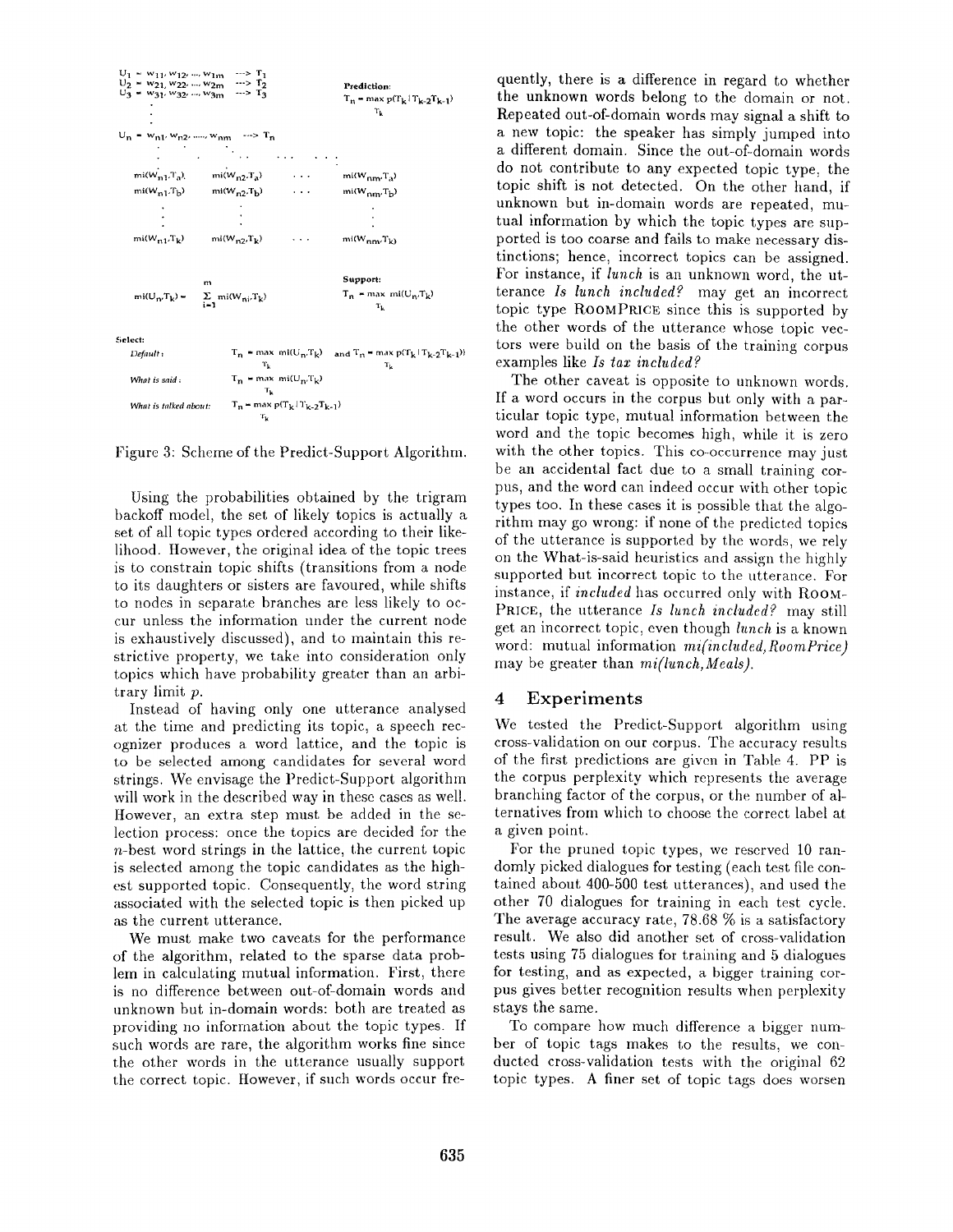$U_1 = w_{11}, w_{12}, \ldots, w_{1m} \longrightarrow T_1$
$U_2 = w_{21}, w_{22}, \ldots, w_{2m} \longrightarrow T_2$
$U_3 = w_{31}, w_{32}, \ldots, w_{3m} \longrightarrow T_3$
$\vdots$
$U_n = w_{n1}, w_{n2}, \ldots, w_{nm} \longrightarrow T_n$

**Prediction:**
$$T_n = \max_{T_k} p(T_k | T_{k-2} T_{k-1})$$

$mi(W_{n1}, T_a)$ $mi(W_{n2}, T_a)$ ... $mi(W_{nm}, T_a)$
$mi(W_{n1}, T_b)$ $mi(W_{n2}, T_b)$ ... $mi(W_{nm}, T_b)$
$\vdots$
$mi(W_{n1}, T_k)$ $mi(W_{n2}, T_k)$ ... $mi(W_{nm}, T_k)$

$$mi(U_n, T_k) = \sum_{i=1}^{m} mi(W_{ni}, T_k)$$

**Support:**
$$T_n = \max_{T_k} mi(U_n, T_k)$$

**Select:**

*Default:* $T_n = \max_{T_k} mi(U_n, T_k)$ and $T_n = \max_{T_k} p(T_k | T_{k-2} T_{k-1})$

*What is said:* $T_n = \max_{T_k} mi(U_n, T_k)$

*What is talked about:* $T_n = \max_{T_k} p(T_k | T_{k-2} T_{k-1})$

Figure 3: Scheme of the Predict-Support Algorithm.

Using the probabilities obtained by the trigram backoff model, the set of likely topics is actually a set of all topic types ordered according to their likelihood. However, the original idea of the topic trees is to constrain topic shifts (transitions from a node to its daughters or sisters are favoured, while shifts to nodes in separate branches are less likely to occur unless the information under the current node is exhaustively discussed), and to maintain this restrictive property, we take into consideration only topics which have probability greater than an arbitrary limit $p$.

Instead of having only one utterance analysed at the time and predicting its topic, a speech recognizer produces a word lattice, and the topic is to be selected among candidates for several word strings. We envisage the Predict-Support algorithm will work in the described way in these cases as well. However, an extra step must be added in the selection process: once the topics are decided for the $n$-best word strings in the lattice, the current topic is selected among the topic candidates as the highest supported topic. Consequently, the word string associated with the selected topic is then picked up as the current utterance.

We must make two caveats for the performance of the algorithm, related to the sparse data problem in calculating mutual information. First, there is no difference between out-of-domain words and unknown but in-domain words: both are treated as providing no information about the topic types. If such words are rare, the algorithm works fine since the other words in the utterance usually support the correct topic. However, if such words occur frequently, there is a difference in regard to whether the unknown words belong to the domain or not. Repeated out-of-domain words may signal a shift to a new topic: the speaker has simply jumped into a different domain. Since the out-of-domain words do not contribute to any expected topic type, the topic shift is not detected. On the other hand, if unknown but in-domain words are repeated, mutual information by which the topic types are supported is too coarse and fails to make necessary distinctions; hence, incorrect topics can be assigned. For instance, if *lunch* is an unknown word, the utterance *Is lunch included?* may get an incorrect topic type RoomPrice since this is supported by the other words of the utterance whose topic vectors were build on the basis of the training corpus examples like *Is tax included?*

The other caveat is opposite to unknown words. If a word occurs in the corpus but only with a particular topic type, mutual information between the word and the topic becomes high, while it is zero with the other topics. This co-occurrence may just be an accidental fact due to a small training corpus, and the word can indeed occur with other topic types too. In these cases it is possible that the algorithm may go wrong: if none of the predicted topics of the utterance is supported by the words, we rely on the What-is-said heuristics and assign the highly supported but incorrect topic to the utterance. For instance, if *included* has occurred only with RoomPrice, the utterance *Is lunch included?* may still get an incorrect topic, even though *lunch* is a known word: mutual information *mi(included, RoomPrice)* may be greater than *mi(lunch, Meals)*.

## 4 Experiments

We tested the Predict-Support algorithm using cross-validation on our corpus. The accuracy results of the first predictions are given in Table 4. PP is the corpus perplexity which represents the average branching factor of the corpus, or the number of alternatives from which to choose the correct label at a given point.

For the pruned topic types, we reserved 10 randomly picked dialogues for testing (each test file contained about 400-500 test utterances), and used the other 70 dialogues for training in each test cycle. The average accuracy rate, 78.68 % is a satisfactory result. We also did another set of cross-validation tests using 75 dialogues for training and 5 dialogues for testing, and as expected, a bigger training corpus gives better recognition results when perplexity stays the same.

To compare how much difference a bigger number of topic tags makes to the results, we conducted cross-validation tests with the original 62 topic types. A finer set of topic tags does worsen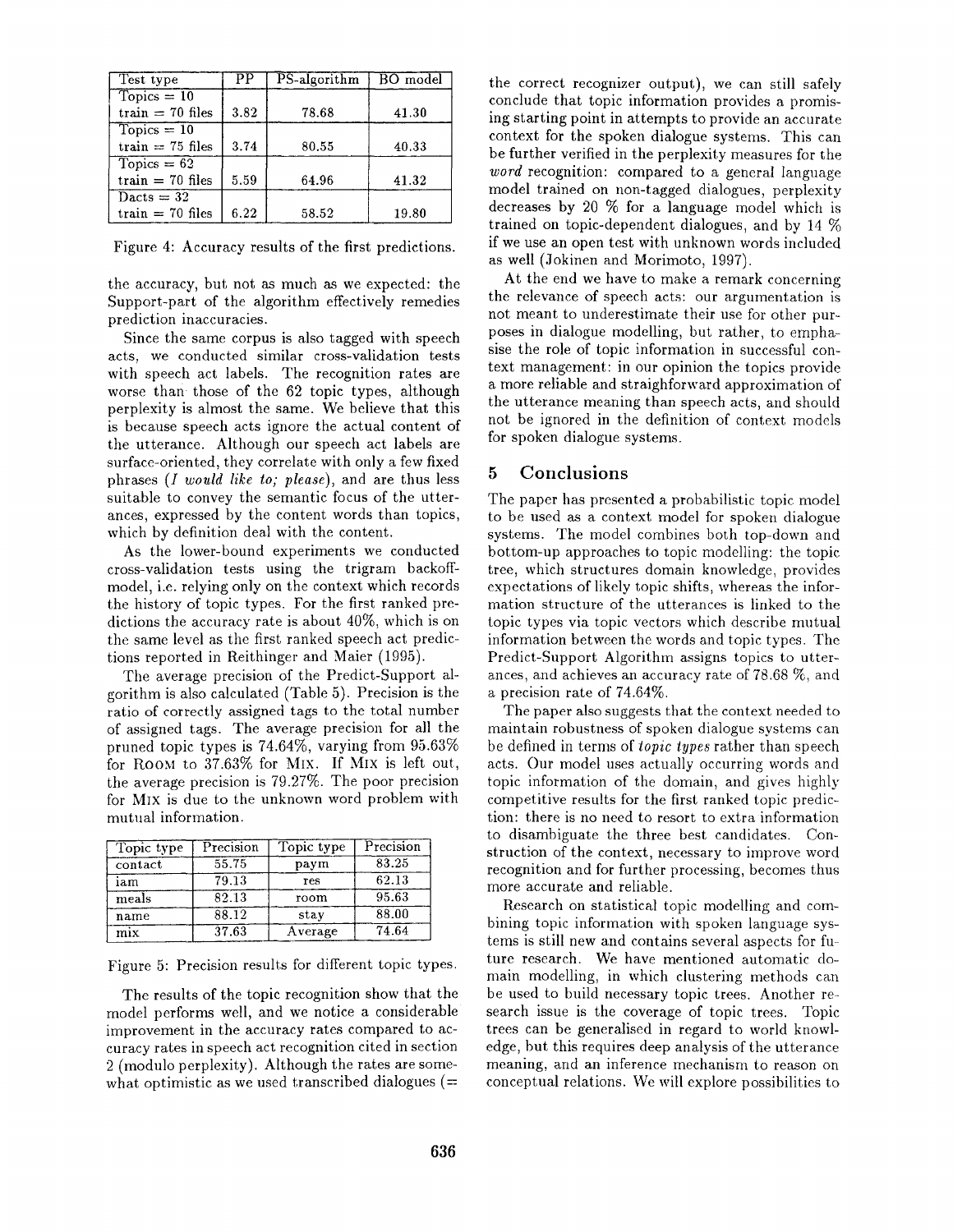| Test type | PP | PS-algorithm | BO model |
|---|---|---|---|
| Topics = 10 train = 70 files | 3.82 | 78.68 | 41.30 |
| Topics = 10 train = 75 files | 3.74 | 80.55 | 40.33 |
| Topics = 62 train = 70 files | 5.59 | 64.96 | 41.32 |
| Dacts = 32 train = 70 files | 6.22 | 58.52 | 19.80 |

Figure 4: Accuracy results of the first predictions.

the accuracy, but not as much as we expected: the Support-part of the algorithm effectively remedies prediction inaccuracies.

Since the same corpus is also tagged with speech acts, we conducted similar cross-validation tests with speech act labels. The recognition rates are worse than those of the 62 topic types, although perplexity is almost the same. We believe that this is because speech acts ignore the actual content of the utterance. Although our speech act labels are surface-oriented, they correlate with only a few fixed phrases (*I would like to; please*), and are thus less suitable to convey the semantic focus of the utterances, expressed by the content words than topics, which by definition deal with the content.

As the lower-bound experiments we conducted cross-validation tests using the trigram backoff-model, i.e. relying only on the context which records the history of topic types. For the first ranked predictions the accuracy rate is about 40%, which is on the same level as the first ranked speech act predictions reported in Reithinger and Maier (1995).

The average precision of the Predict-Support algorithm is also calculated (Table 5). Precision is the ratio of correctly assigned tags to the total number of assigned tags. The average precision for all the pruned topic types is 74.64%, varying from 95.63% for ROOM to 37.63% for MIX. If MIX is left out, the average precision is 79.27%. The poor precision for MIX is due to the unknown word problem with mutual information.

| Topic type | Precision | Topic type | Precision |
|---|---|---|---|
| contact | 55.75 | paym | 83.25 |
| iam | 79.13 | res | 62.13 |
| meals | 82.13 | room | 95.63 |
| name | 88.12 | stay | 88.00 |
| mix | 37.63 | Average | 74.64 |

Figure 5: Precision results for different topic types.

The results of the topic recognition show that the model performs well, and we notice a considerable improvement in the accuracy rates compared to accuracy rates in speech act recognition cited in section 2 (modulo perplexity). Although the rates are somewhat optimistic as we used transcribed dialogues (= the correct recognizer output), we can still safely conclude that topic information provides a promising starting point in attempts to provide an accurate context for the spoken dialogue systems. This can be further verified in the perplexity measures for the *word* recognition: compared to a general language model trained on non-tagged dialogues, perplexity decreases by 20 % for a language model which is trained on topic-dependent dialogues, and by 14 % if we use an open test with unknown words included as well (Jokinen and Morimoto, 1997).

At the end we have to make a remark concerning the relevance of speech acts: our argumentation is not meant to underestimate their use for other purposes in dialogue modelling, but rather, to emphasise the role of topic information in successful context management: in our opinion the topics provide a more reliable and straighforward approximation of the utterance meaning than speech acts, and should not be ignored in the definition of context models for spoken dialogue systems.

## 5 Conclusions

The paper has presented a probabilistic topic model to be used as a context model for spoken dialogue systems. The model combines both top-down and bottom-up approaches to topic modelling: the topic tree, which structures domain knowledge, provides expectations of likely topic shifts, whereas the information structure of the utterances is linked to the topic types via topic vectors which describe mutual information between the words and topic types. The Predict-Support Algorithm assigns topics to utterances, and achieves an accuracy rate of 78.68 %, and a precision rate of 74.64%.

The paper also suggests that the context needed to maintain robustness of spoken dialogue systems can be defined in terms of *topic types* rather than speech acts. Our model uses actually occurring words and topic information of the domain, and gives highly competitive results for the first ranked topic prediction: there is no need to resort to extra information to disambiguate the three best candidates. Construction of the context, necessary to improve word recognition and for further processing, becomes thus more accurate and reliable.

Research on statistical topic modelling and combining topic information with spoken language systems is still new and contains several aspects for future research. We have mentioned automatic domain modelling, in which clustering methods can be used to build necessary topic trees. Another research issue is the coverage of topic trees. Topic trees can be generalised in regard to world knowledge, but this requires deep analysis of the utterance meaning, and an inference mechanism to reason on conceptual relations. We will explore possibilities to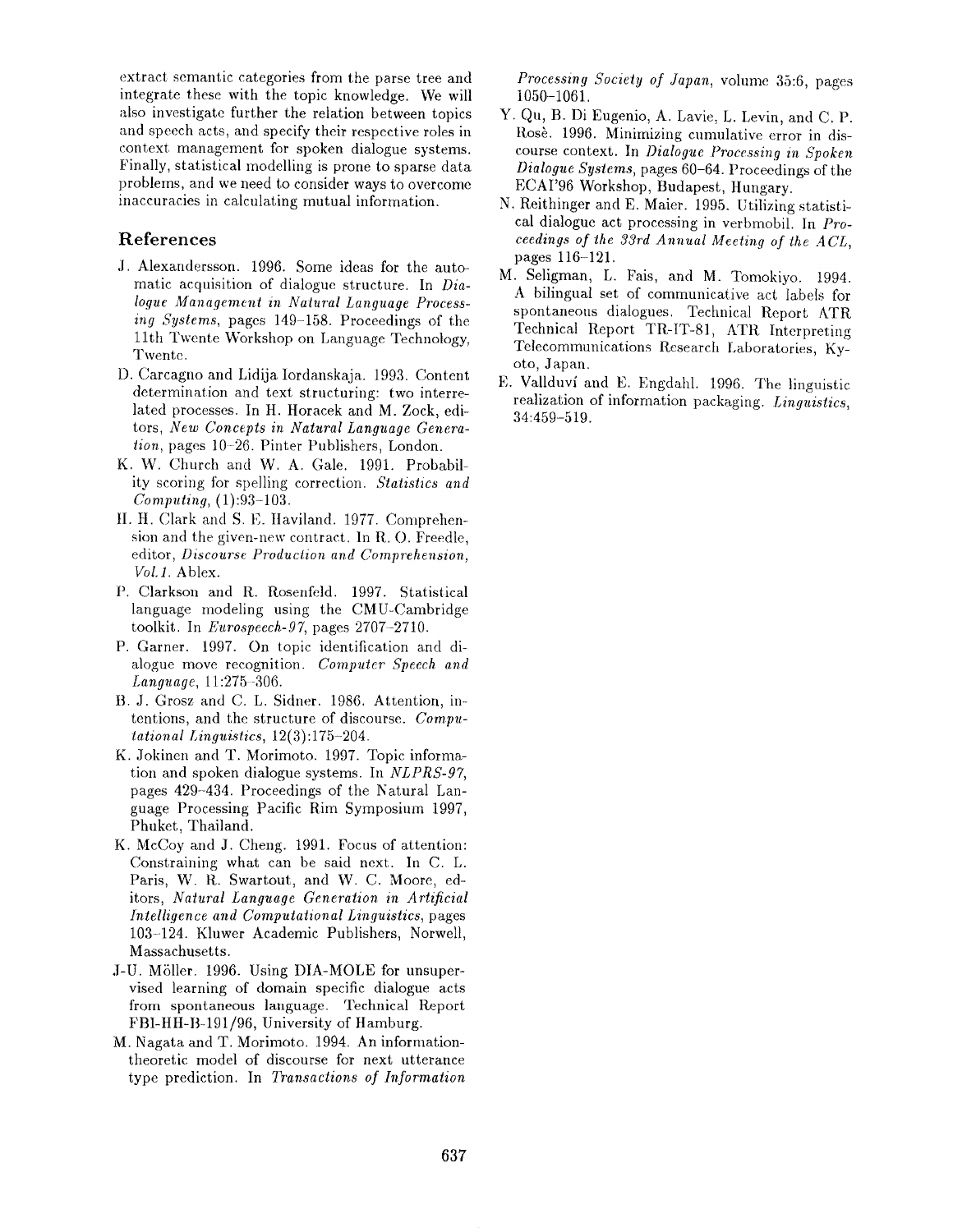extract semantic categories from the parse tree and integrate these with the topic knowledge. We will also investigate further the relation between topics and speech acts, and specify their respective roles in context management for spoken dialogue systems. Finally, statistical modelling is prone to sparse data problems, and we need to consider ways to overcome inaccuracies in calculating mutual information.

## References

J. Alexandersson. 1996. Some ideas for the automatic acquisition of dialogue structure. In *Dialogue Management in Natural Language Processing Systems*, pages 149–158. Proceedings of the 11th Twente Workshop on Language Technology, Twente.

D. Carcagno and Lidija Iordanskaja. 1993. Content determination and text structuring: two interrelated processes. In H. Horacek and M. Zock, editors, *New Concepts in Natural Language Generation*, pages 10–26. Pinter Publishers, London.

K. W. Church and W. A. Gale. 1991. Probability scoring for spelling correction. *Statistics and Computing*, (1):93–103.

H. H. Clark and S. E. Haviland. 1977. Comprehension and the given-new contract. In R. O. Freedle, editor, *Discourse Production and Comprehension, Vol.1*. Ablex.

P. Clarkson and R. Rosenfeld. 1997. Statistical language modeling using the CMU-Cambridge toolkit. In *Eurospeech-97*, pages 2707–2710.

P. Garner. 1997. On topic identification and dialogue move recognition. *Computer Speech and Language*, 11:275–306.

B. J. Grosz and C. L. Sidner. 1986. Attention, intentions, and the structure of discourse. *Computational Linguistics*, 12(3):175–204.

K. Jokinen and T. Morimoto. 1997. Topic information and spoken dialogue systems. In *NLPRS-97*, pages 429–434. Proceedings of the Natural Language Processing Pacific Rim Symposium 1997, Phuket, Thailand.

K. McCoy and J. Cheng. 1991. Focus of attention: Constraining what can be said next. In C. L. Paris, W. R. Swartout, and W. C. Moore, editors, *Natural Language Generation in Artificial Intelligence and Computational Linguistics*, pages 103–124. Kluwer Academic Publishers, Norwell, Massachusetts.

J-U. Möller. 1996. Using DIA-MOLE for unsupervised learning of domain specific dialogue acts from spontaneous language. Technical Report FBI-HH-B-191/96, University of Hamburg.

M. Nagata and T. Morimoto. 1994. An information-theoretic model of discourse for next utterance type prediction. In *Transactions of Information Processing Society of Japan*, volume 35:6, pages 1050–1061.

Y. Qu, B. Di Eugenio, A. Lavie, L. Levin, and C. P. Rosè. 1996. Minimizing cumulative error in discourse context. In *Dialogue Processing in Spoken Dialogue Systems*, pages 60–64. Proceedings of the ECAI'96 Workshop, Budapest, Hungary.

N. Reithinger and E. Maier. 1995. Utilizing statistical dialogue act processing in verbmobil. In *Proceedings of the 33rd Annual Meeting of the ACL*, pages 116–121.

M. Seligman, L. Fais, and M. Tomokiyo. 1994. A bilingual set of communicative act labels for spontaneous dialogues. Technical Report ATR Technical Report TR-IT-81, ATR Interpreting Telecommunications Research Laboratories, Kyoto, Japan.

E. Vallduví and E. Engdahl. 1996. The linguistic realization of information packaging. *Linguistics*, 34:459–519.